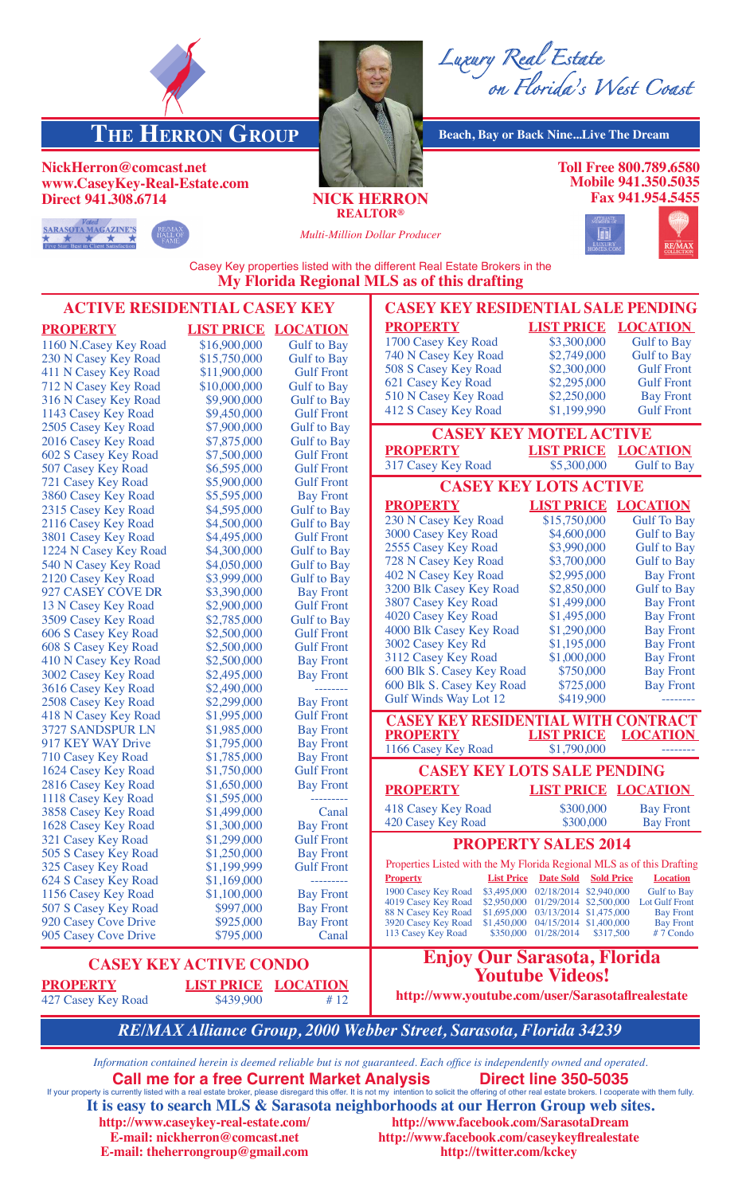# The Herron Group

*Luxury Real Estate on Florida's West Coast*

**Beach, Bay or Back Nine...Live The Dream**

**NickHerron@comcast.net**
**www.CaseyKey-Real-Estate.com**
**Direct 941.308.6714**

**NICK HERRON**
**REALTOR®**
*Multi-Million Dollar Producer*

**Toll Free 800.789.6580**
**Mobile 941.350.5035**
**Fax 941.954.5455**

Voted SARASOTA MAGAZINE'S Five Star Best in Client Satisfaction — RE/MAX HALL OF FAME

Casey Key properties listed with the different Real Estate Brokers in the
**My Florida Regional MLS as of this drafting**

## ACTIVE RESIDENTIAL CASEY KEY

| PROPERTY | LIST PRICE | LOCATION |
|---|---|---|
| 1160 N.Casey Key Road | $16,900,000 | Gulf to Bay |
| 230 N Casey Key Road | $15,750,000 | Gulf to Bay |
| 411 N Casey Key Road | $11,900,000 | Gulf Front |
| 712 N Casey Key Road | $10,000,000 | Gulf to Bay |
| 316 N Casey Key Road | $9,900,000 | Gulf to Bay |
| 1143 Casey Key Road | $9,450,000 | Gulf Front |
| 2505 Casey Key Road | $7,900,000 | Gulf to Bay |
| 2016 Casey Key Road | $7,875,000 | Gulf to Bay |
| 602 S Casey Key Road | $7,500,000 | Gulf Front |
| 507 Casey Key Road | $6,595,000 | Gulf Front |
| 721 Casey Key Road | $5,900,000 | Gulf Front |
| 3860 Casey Key Road | $5,595,000 | Bay Front |
| 2315 Casey Key Road | $4,595,000 | Gulf to Bay |
| 2116 Casey Key Road | $4,500,000 | Gulf to Bay |
| 3801 Casey Key Road | $4,495,000 | Gulf Front |
| 1224 N Casey Key Road | $4,300,000 | Gulf to Bay |
| 540 N Casey Key Road | $4,050,000 | Gulf to Bay |
| 2120 Casey Key Road | $3,999,000 | Gulf to Bay |
| 927 CASEY COVE DR | $3,390,000 | Bay Front |
| 13 N Casey Key Road | $2,900,000 | Gulf Front |
| 3509 Casey Key Road | $2,785,000 | Gulf to Bay |
| 606 S Casey Key Road | $2,500,000 | Gulf Front |
| 608 S Casey Key Road | $2,500,000 | Gulf Front |
| 410 N Casey Key Road | $2,500,000 | Bay Front |
| 3002 Casey Key Road | $2,495,000 | Bay Front |
| 3616 Casey Key Road | $2,490,000 | -------- |
| 2508 Casey Key Road | $2,299,000 | Bay Front |
| 418 N Casey Key Road | $1,995,000 | Gulf Front |
| 3727 SANDSPUR LN | $1,985,000 | Bay Front |
| 917 KEY WAY Drive | $1,795,000 | Bay Front |
| 710 Casey Key Road | $1,785,000 | Bay Front |
| 1624 Casey Key Road | $1,750,000 | Gulf Front |
| 2816 Casey Key Road | $1,650,000 | Bay Front |
| 1118 Casey Key Road | $1,595,000 | --------- |
| 3858 Casey Key Road | $1,499,000 | Canal |
| 1628 Casey Key Road | $1,300,000 | Bay Front |
| 321 Casey Key Road | $1,299,000 | Gulf Front |
| 505 S Casey Key Road | $1,250,000 | Bay Front |
| 325 Casey Key Road | $1,199,999 | Gulf Front |
| 624 S Casey Key Road | $1,169,000 | --------- |
| 1156 Casey Key Road | $1,100,000 | Bay Front |
| 507 S Casey Key Road | $997,000 | Bay Front |
| 920 Casey Cove Drive | $925,000 | Bay Front |
| 905 Casey Cove Drive | $795,000 | Canal |

## CASEY KEY ACTIVE CONDO

| PROPERTY | LIST PRICE | LOCATION |
|---|---|---|
| 427 Casey Key Road | $439,900 | # 12 |

## CASEY KEY RESIDENTIAL SALE PENDING

| PROPERTY | LIST PRICE | LOCATION |
|---|---|---|
| 1700 Casey Key Road | $3,300,000 | Gulf to Bay |
| 740 N Casey Key Road | $2,749,000 | Gulf to Bay |
| 508 S Casey Key Road | $2,300,000 | Gulf Front |
| 621 Casey Key Road | $2,295,000 | Gulf Front |
| 510 N Casey Key Road | $2,250,000 | Bay Front |
| 412 S Casey Key Road | $1,199,990 | Gulf Front |

## CASEY KEY MOTEL ACTIVE

| PROPERTY | LIST PRICE | LOCATION |
|---|---|---|
| 317 Casey Key Road | $5,300,000 | Gulf to Bay |

## CASEY KEY LOTS ACTIVE

| PROPERTY | LIST PRICE | LOCATION |
|---|---|---|
| 230 N Casey Key Road | $15,750,000 | Gulf To Bay |
| 3000 Casey Key Road | $4,600,000 | Gulf to Bay |
| 2555 Casey Key Road | $3,990,000 | Gulf to Bay |
| 728 N Casey Key Road | $3,700,000 | Gulf to Bay |
| 402 N Casey Key Road | $2,995,000 | Bay Front |
| 3200 Blk Casey Key Road | $2,850,000 | Gulf to Bay |
| 3807 Casey Key Road | $1,499,000 | Bay Front |
| 4020 Casey Key Road | $1,495,000 | Bay Front |
| 4000 Blk Casey Key Road | $1,290,000 | Bay Front |
| 3002 Casey Key Rd | $1,195,000 | Bay Front |
| 3112 Casey Key Road | $1,000,000 | Bay Front |
| 600 Blk S. Casey Key Road | $750,000 | Bay Front |
| 600 Blk S. Casey Key Road | $725,000 | Bay Front |
| Gulf Winds Way Lot 12 | $419,900 | -------- |

## CASEY KEY RESIDENTIAL WITH CONTRACT

| PROPERTY | LIST PRICE | LOCATION |
|---|---|---|
| 1166 Casey Key Road | $1,790,000 | -------- |

## CASEY KEY LOTS SALE PENDING

| PROPERTY | LIST PRICE | LOCATION |
|---|---|---|
| 418 Casey Key Road | $300,000 | Bay Front |
| 420 Casey Key Road | $300,000 | Bay Front |

## PROPERTY SALES 2014

Properties Listed with the My Florida Regional MLS as of this Drafting

| Property | List Price | Date Sold | Sold Price | Location |
|---|---|---|---|---|
| 1900 Casey Key Road | $3,495,000 | 02/18/2014 | $2,940,000 | Gulf to Bay |
| 4019 Casey Key Road | $2,950,000 | 01/29/2014 | $2,500,000 | Lot Gulf Front |
| 88 N Casey Key Road | $1,695,000 | 03/13/2014 | $1,475,000 | Bay Front |
| 3920 Casey Key Road | $1,450,000 | 04/15/2014 | $1,400,000 | Bay Front |
| 113 Casey Key Road | $350,000 | 01/28/2014 | $317,500 | # 7 Condo |

## Enjoy Our Sarasota, Florida Youtube Videos!

**http://www.youtube.com/user/Sarasotaflrealestate**

***RE/MAX Alliance Group, 2000 Webber Street, Sarasota, Florida 34239***

*Information contained herein is deemed reliable but is not guaranteed. Each office is independently owned and operated.*

**Call me for a free Current Market Analysis — Direct line 350-5035**

If your property is currently listed with a real estate broker, please disregard this offer. It is not my intention to solicit the offering of other real estate brokers. I cooperate with them fully.

**It is easy to search MLS & Sarasota neighborhoods at our Herron Group web sites.**

**http://www.caseykey-real-estate.com/**
**E-mail: nickherron@comcast.net**
**E-mail: theherrongroup@gmail.com**
**http://www.facebook.com/SarasotaDream**
**http://www.facebook.com/caseykeyflrealestate**
**http://twitter.com/kckey**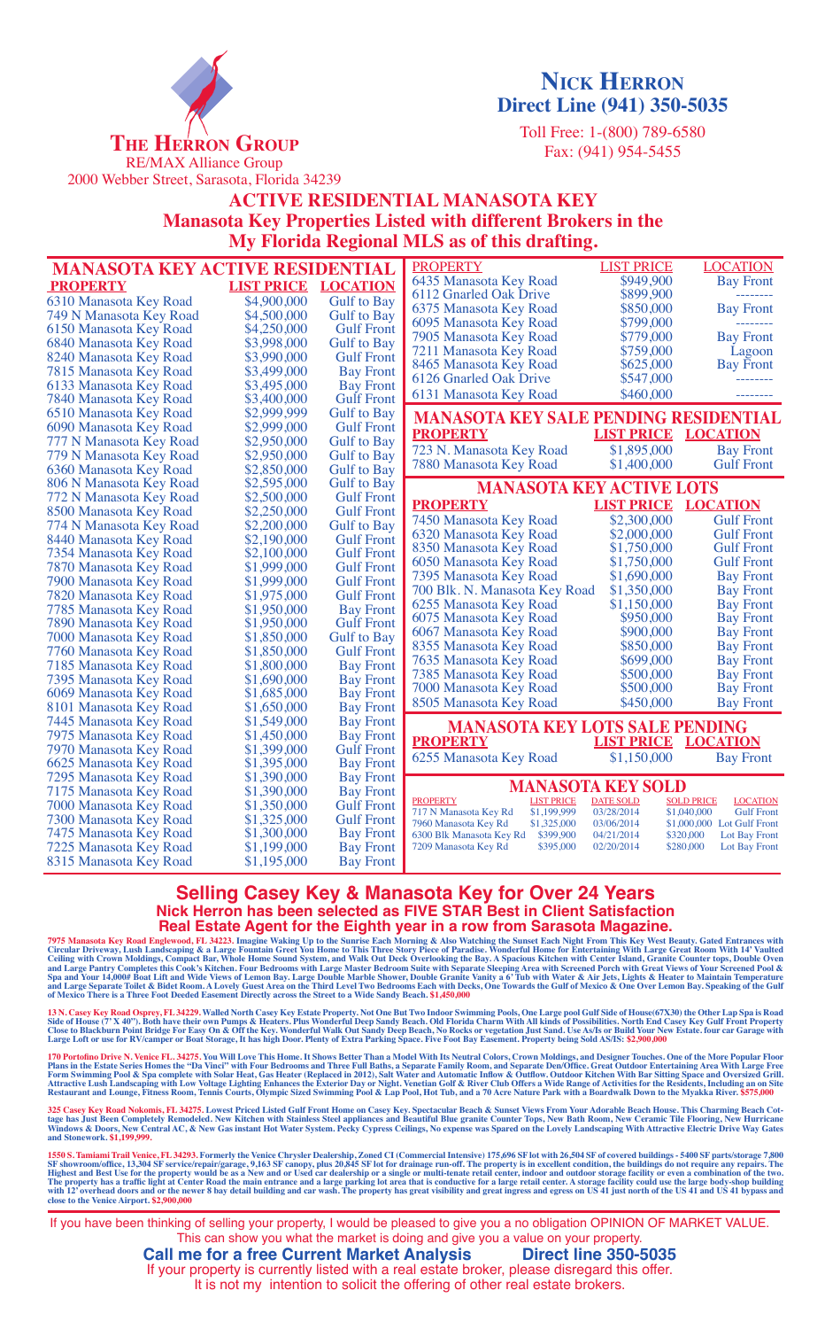# The Herron Group

RE/MAX Alliance Group
2000 Webber Street, Sarasota, Florida 34239

## Nick Herron
**Direct Line (941) 350-5035**

Toll Free: 1-(800) 789-6580
Fax: (941) 954-5455

# ACTIVE RESIDENTIAL MANASOTA KEY
## Manasota Key Properties Listed with different Brokers in the My Florida Regional MLS as of this drafting.

### MANASOTA KEY ACTIVE RESIDENTIAL

| PROPERTY | LIST PRICE | LOCATION |
|---|---|---|
| 6310 Manasota Key Road | $4,900,000 | Gulf to Bay |
| 749 N Manasota Key Road | $4,500,000 | Gulf to Bay |
| 6150 Manasota Key Road | $4,250,000 | Gulf Front |
| 6840 Manasota Key Road | $3,998,000 | Gulf to Bay |
| 8240 Manasota Key Road | $3,990,000 | Gulf Front |
| 7815 Manasota Key Road | $3,499,000 | Bay Front |
| 6133 Manasota Key Road | $3,495,000 | Bay Front |
| 7840 Manasota Key Road | $3,400,000 | Gulf Front |
| 6510 Manasota Key Road | $2,999,999 | Gulf to Bay |
| 6090 Manasota Key Road | $2,999,000 | Gulf Front |
| 777 N Manasota Key Road | $2,950,000 | Gulf to Bay |
| 779 N Manasota Key Road | $2,950,000 | Gulf to Bay |
| 6360 Manasota Key Road | $2,850,000 | Gulf to Bay |
| 806 N Manasota Key Road | $2,595,000 | Gulf to Bay |
| 772 N Manasota Key Road | $2,500,000 | Gulf Front |
| 8500 Manasota Key Road | $2,250,000 | Gulf Front |
| 774 N Manasota Key Road | $2,200,000 | Gulf to Bay |
| 8440 Manasota Key Road | $2,190,000 | Gulf Front |
| 7354 Manasota Key Road | $2,100,000 | Gulf Front |
| 7870 Manasota Key Road | $1,999,000 | Gulf Front |
| 7900 Manasota Key Road | $1,999,000 | Gulf Front |
| 7820 Manasota Key Road | $1,975,000 | Gulf Front |
| 7785 Manasota Key Road | $1,950,000 | Bay Front |
| 7890 Manasota Key Road | $1,950,000 | Gulf Front |
| 7000 Manasota Key Road | $1,850,000 | Gulf to Bay |
| 7760 Manasota Key Road | $1,850,000 | Gulf Front |
| 7185 Manasota Key Road | $1,800,000 | Bay Front |
| 7395 Manasota Key Road | $1,690,000 | Bay Front |
| 6069 Manasota Key Road | $1,685,000 | Bay Front |
| 8101 Manasota Key Road | $1,650,000 | Bay Front |
| 7445 Manasota Key Road | $1,549,000 | Bay Front |
| 7975 Manasota Key Road | $1,450,000 | Bay Front |
| 7970 Manasota Key Road | $1,399,000 | Gulf Front |
| 6625 Manasota Key Road | $1,395,000 | Bay Front |
| 7295 Manasota Key Road | $1,390,000 | Bay Front |
| 7175 Manasota Key Road | $1,390,000 | Bay Front |
| 7000 Manasota Key Road | $1,350,000 | Gulf Front |
| 7300 Manasota Key Road | $1,325,000 | Gulf Front |
| 7475 Manasota Key Road | $1,300,000 | Bay Front |
| 7225 Manasota Key Road | $1,199,000 | Bay Front |
| 8315 Manasota Key Road | $1,195,000 | Bay Front |
| 6435 Manasota Key Road | $949,900 | Bay Front |
| 6112 Gnarled Oak Drive | $899,900 | -------- |
| 6375 Manasota Key Road | $850,000 | Bay Front |
| 6095 Manasota Key Road | $799,000 | -------- |
| 7905 Manasota Key Road | $779,000 | Bay Front |
| 7211 Manasota Key Road | $759,000 | Lagoon |
| 8465 Manasota Key Road | $625,000 | Bay Front |
| 6126 Gnarled Oak Drive | $547,000 | -------- |
| 6131 Manasota Key Road | $460,000 | -------- |

### MANASOTA KEY SALE PENDING RESIDENTIAL

| PROPERTY | LIST PRICE | LOCATION |
|---|---|---|
| 723 N. Manasota Key Road | $1,895,000 | Bay Front |
| 7880 Manasota Key Road | $1,400,000 | Gulf Front |

### MANASOTA KEY ACTIVE LOTS

| PROPERTY | LIST PRICE | LOCATION |
|---|---|---|
| 7450 Manasota Key Road | $2,300,000 | Gulf Front |
| 6320 Manasota Key Road | $2,000,000 | Gulf Front |
| 8350 Manasota Key Road | $1,750,000 | Gulf Front |
| 6050 Manasota Key Road | $1,750,000 | Gulf Front |
| 7395 Manasota Key Road | $1,690,000 | Bay Front |
| 700 Blk. N. Manasota Key Road | $1,350,000 | Bay Front |
| 6255 Manasota Key Road | $1,150,000 | Bay Front |
| 6075 Manasota Key Road | $950,000 | Bay Front |
| 6067 Manasota Key Road | $900,000 | Bay Front |
| 8355 Manasota Key Road | $850,000 | Bay Front |
| 7635 Manasota Key Road | $699,000 | Bay Front |
| 7385 Manasota Key Road | $500,000 | Bay Front |
| 7000 Manasota Key Road | $500,000 | Bay Front |
| 8505 Manasota Key Road | $450,000 | Bay Front |

### MANASOTA KEY LOTS SALE PENDING

| PROPERTY | LIST PRICE | LOCATION |
|---|---|---|
| 6255 Manasota Key Road | $1,150,000 | Bay Front |

### MANASOTA KEY SOLD

| PROPERTY | LIST PRICE | DATE SOLD | SOLD PRICE | LOCATION |
|---|---|---|---|---|
| 717 N Manasota Key Rd | $1,199,999 | 03/28/2014 | $1,040,000 | Gulf Front |
| 7960 Manasota Key Rd | $1,325,000 | 03/06/2014 | $1,000,000 | Lot Gulf Front |
| 6300 Blk Manasota Key Rd | $399,900 | 04/21/2014 | $320,000 | Lot Bay Front |
| 7209 Manasota Key Rd | $395,000 | 02/20/2014 | $280,000 | Lot Bay Front |

## Selling Casey Key & Manasota Key for Over 24 Years
### Nick Herron has been selected as FIVE STAR Best in Client Satisfaction Real Estate Agent for the Eighth year in a row from Sarasota Magazine.

**7975 Manasota Key Road Englewood, FL 34223. Imagine Waking Up to the Sunrise Each Morning & Also Watching the Sunset Each Night From This Key West Beauty. Gated Entrances with Circular Driveway, Lush Landscaping & a Large Fountain Greet You Home to This Three Story Piece of Paradise. Wonderful Home for Entertaining With Large Great Room With 14' Vaulted Ceiling with Crown Moldings, Compact Bar, Whole Home Sound System, and Walk Out Deck Overlooking the Bay. A Spacious Kitchen with Center Island, Granite Counter tops, Double Oven and Large Pantry Completes this Cook's Kitchen. Four Bedrooms with Large Master Bedroom Suite with Separate Sleeping Area with Screened Porch with Great Views of Your Screened Pool & Spa and Your 14,000# Boat Lift and Wide Views of Lemon Bay. Large Double Marble Shower, Double Granite Vanity a 6' Tub with Water & Air Jets, Lights & Heater to Maintain Temperature and Large Separate Toilet & Bidet Room. A Lovely Guest Area on the Third Level Two Bedrooms Each with Decks, One Towards the Gulf of Mexico & One Over Lemon Bay. Speaking of the Gulf of Mexico There is a Three Foot Deeded Easement Directly across the Street to a Wide Sandy Beach. $1,450,000**

**13 N. Casey Key Road Osprey, FL 34229. Walled North Casey Key Estate Property. Not One But Two Indoor Swimming Pools, One Large pool Gulf Side of House(67X30) the Other Lap Spa is Road Side of House (7' X 40"). Both have their own Pumps & Heaters. Plus Wonderful Deep Sandy Beach. Old Florida Charm With All kinds of Possibilities. North End Casey Key Gulf Front Property Close to Blackburn Point Bridge For Easy On & Off the Key. Wonderful Walk Out Sandy Deep Beach, No Rocks or vegetation Just Sand. Use As/Is or Build Your New Estate. four car Garage with Large Loft or use for RV/camper or Boat Storage, It has high Door. Plenty of Extra Parking Space. Five Foot Bay Easement. Property being Sold AS/IS: $2,900,000**

**170 Portofino Drive N. Venice FL. 34275. You Will Love This Home. It Shows Better Than a Model With Its Neutral Colors, Crown Moldings, and Designer Touches. One of the More Popular Floor Plans in the Estate Series Homes the "Da Vinci" with Four Bedrooms and Three Full Baths, a Separate Family Room, and Separate Den/Office. Great Outdoor Entertaining Area With Large Free Form Swimming Pool & Spa complete with Solar Heat, Gas Heater (Replaced in 2012), Salt Water and Automatic Inflow & Outflow. Outdoor Kitchen With Bar Sitting Space and Oversized Grill. Attractive Lush Landscaping with Low Voltage Lighting Enhances the Exterior Day or Night. Venetian Golf & River Club Offers a Wide Range of Activities for the Residents, Including an on Site Restaurant and Lounge, Fitness Room, Tennis Courts, Olympic Sized Swimming Pool & Lap Pool, Hot Tub, and a 70 Acre Nature Park with a Boardwalk Down to the Myakka River. $575,000**

**325 Casey Key Road Nokomis, FL 34275. Lowest Priced Listed Gulf Front Home on Casey Key. Spectacular Beach & Sunset Views From Your Adorable Beach House. This Charming Beach Cottage has Just Been Completely Remodeled. New Kitchen with Stainless Steel appliances and Beautiful Blue granite Counter Tops, New Bath Room, New Ceramic Tile Flooring, New Hurricane Windows & Doors, New Central AC, & New Gas instant Hot Water System. Pecky Cypress Ceilings, No expense was Spared on the Lovely Landscaping With Attractive Electric Drive Way Gates and Stonework. $1,199,999.**

**1550 S. Tamiami Trail Venice, FL 34293. Formerly the Venice Chrysler Dealership, Zoned CI (Commercial Intensive) 175,696 SF lot with 26,504 SF of covered buildings - 5400 SF parts/storage 7,800 SF showroom/office, 13,304 SF service/repair/garage, 9,163 SF canopy, plus 20,845 SF lot for drainage run-off. The property is in excellent condition, the buildings do not require any repairs. The Highest and Best Use for the property would be as a New and or Used car dealership or a single or multi-tenate retail center, indoor and outdoor storage facility or even a combination of the two. The property has a traffic light at Center Road the main entrance and a large parking lot area that is conducive for a large retail center. A storage facility could use the large body-shop building with 12' overhead doors and or the newer 8 bay detail building and car wash. The property has great visibility and great ingress and egress on US 41 just north of the US 41 and US 41 bypass and close to the Venice Airport. $2,900,000**

If you have been thinking of selling your property, I would be pleased to give you a no obligation OPINION OF MARKET VALUE. This can show you what the market is doing and give you a value on your property.

**Call me for a free Current Market Analysis Direct line 350-5035**

If your property is currently listed with a real estate broker, please disregard this offer. It is not my intention to solicit the offering of other real estate brokers.